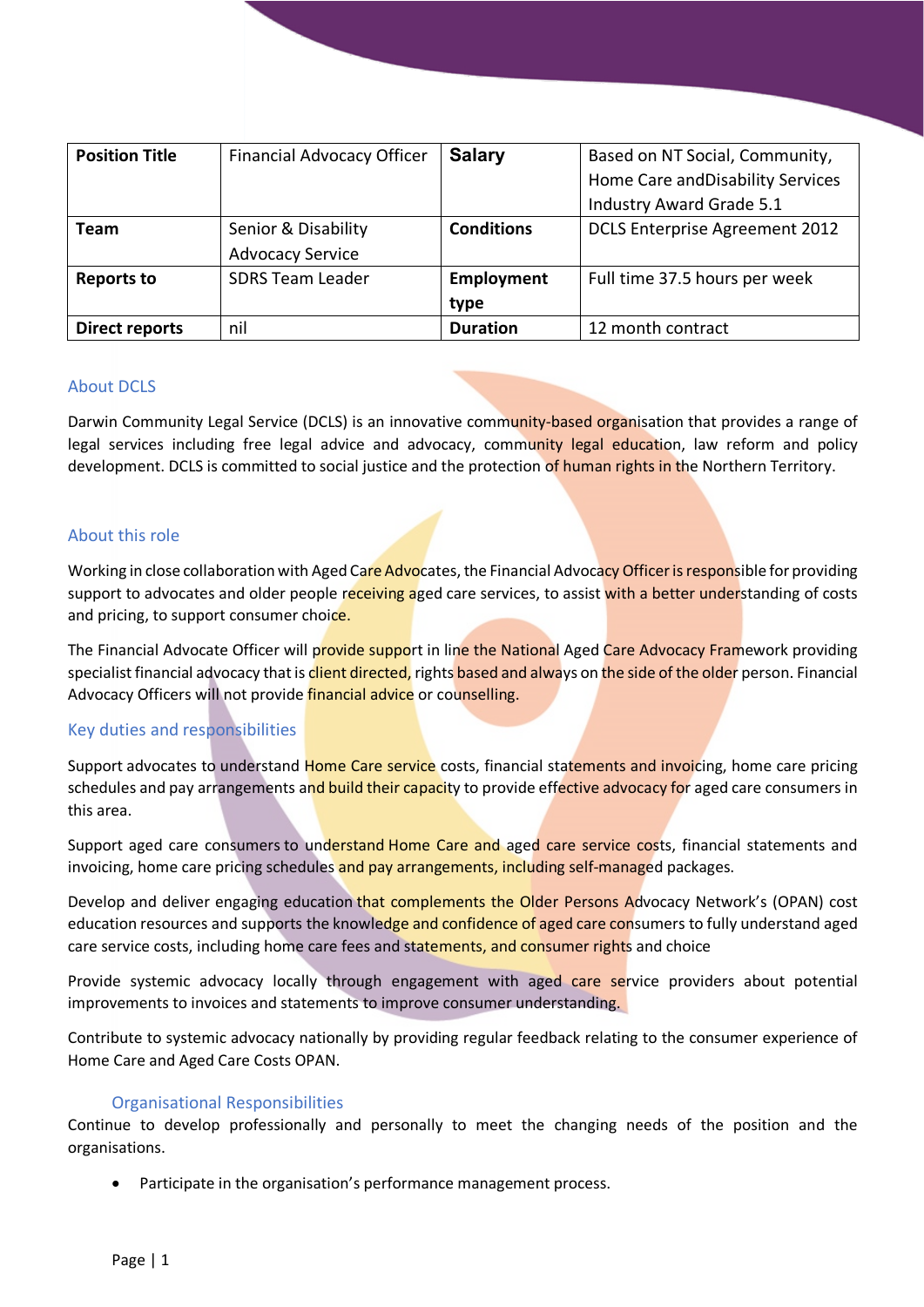| Position Title | Financial Advocacy Officer | Salary | Based on NT Social, Community, Home Care andDisability Services Industry Award Grade 5.1 |
|---|---|---|---|
| Team | Senior & Disability Advocacy Service | Conditions | DCLS Enterprise Agreement 2012 |
| Reports to | SDRS Team Leader | Employment type | Full time 37.5 hours per week |
| Direct reports | nil | Duration | 12 month contract |

## About DCLS

Darwin Community Legal Service (DCLS) is an innovative community-based organisation that provides a range of legal services including free legal advice and advocacy, community legal education, law reform and policy development. DCLS is committed to social justice and the protection of human rights in the Northern Territory.

## About this role

Working in close collaboration with Aged Care Advocates, the Financial Advocacy Officer is responsible for providing support to advocates and older people receiving aged care services, to assist with a better understanding of costs and pricing, to support consumer choice.

The Financial Advocate Officer will provide support in line the National Aged Care Advocacy Framework providing specialist financial advocacy that is client directed, rights based and always on the side of the older person. Financial Advocacy Officers will not provide financial advice or counselling.

## Key duties and responsibilities

Support advocates to understand Home Care service costs, financial statements and invoicing, home care pricing schedules and pay arrangements and build their capacity to provide effective advocacy for aged care consumers in this area.

Support aged care consumers to understand Home Care and aged care service costs, financial statements and invoicing, home care pricing schedules and pay arrangements, including self-managed packages.

Develop and deliver engaging education that complements the Older Persons Advocacy Network's (OPAN) cost education resources and supports the knowledge and confidence of aged care consumers to fully understand aged care service costs, including home care fees and statements, and consumer rights and choice

Provide systemic advocacy locally through engagement with aged care service providers about potential improvements to invoices and statements to improve consumer understanding.

Contribute to systemic advocacy nationally by providing regular feedback relating to the consumer experience of Home Care and Aged Care Costs OPAN.

### Organisational Responsibilities

Continue to develop professionally and personally to meet the changing needs of the position and the organisations.

- Participate in the organisation's performance management process.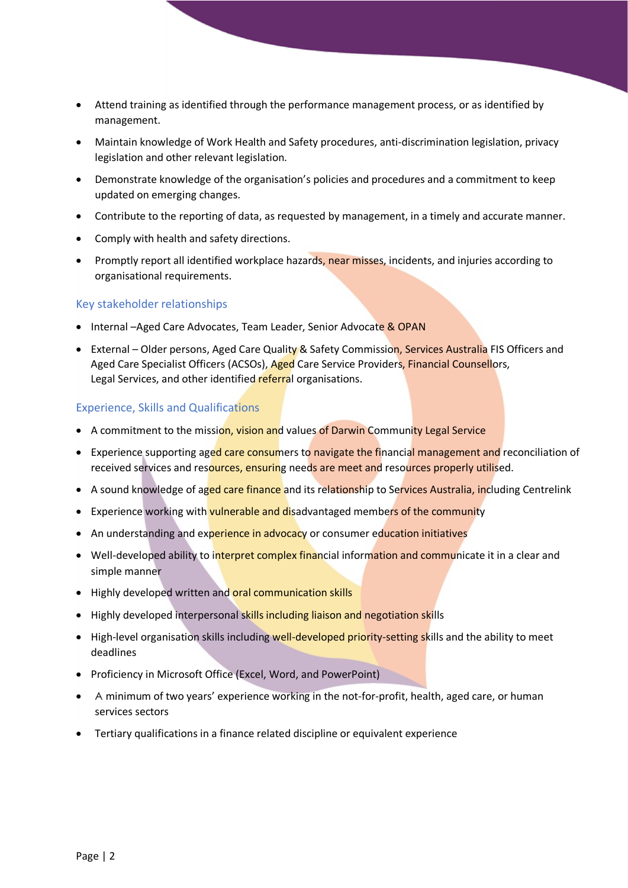- Attend training as identified through the performance management process, or as identified by management.
- Maintain knowledge of Work Health and Safety procedures, anti-discrimination legislation, privacy legislation and other relevant legislation.
- Demonstrate knowledge of the organisation's policies and procedures and a commitment to keep updated on emerging changes.
- Contribute to the reporting of data, as requested by management, in a timely and accurate manner.
- Comply with health and safety directions.
- Promptly report all identified workplace hazards, near misses, incidents, and injuries according to organisational requirements.

## Key stakeholder relationships

- Internal –Aged Care Advocates, Team Leader, Senior Advocate & OPAN
- External – Older persons, Aged Care Quality & Safety Commission, Services Australia FIS Officers and Aged Care Specialist Officers (ACSOs), Aged Care Service Providers, Financial Counsellors, Legal Services, and other identified referral organisations.

## Experience, Skills and Qualifications

- A commitment to the mission, vision and values of Darwin Community Legal Service
- Experience supporting aged care consumers to navigate the financial management and reconciliation of received services and resources, ensuring needs are meet and resources properly utilised.
- A sound knowledge of aged care finance and its relationship to Services Australia, including Centrelink
- Experience working with vulnerable and disadvantaged members of the community
- An understanding and experience in advocacy or consumer education initiatives
- Well-developed ability to interpret complex financial information and communicate it in a clear and simple manner
- Highly developed written and oral communication skills
- Highly developed interpersonal skills including liaison and negotiation skills
- High-level organisation skills including well-developed priority-setting skills and the ability to meet deadlines
- Proficiency in Microsoft Office (Excel, Word, and PowerPoint)
- A minimum of two years' experience working in the not-for-profit, health, aged care, or human services sectors
- Tertiary qualifications in a finance related discipline or equivalent experience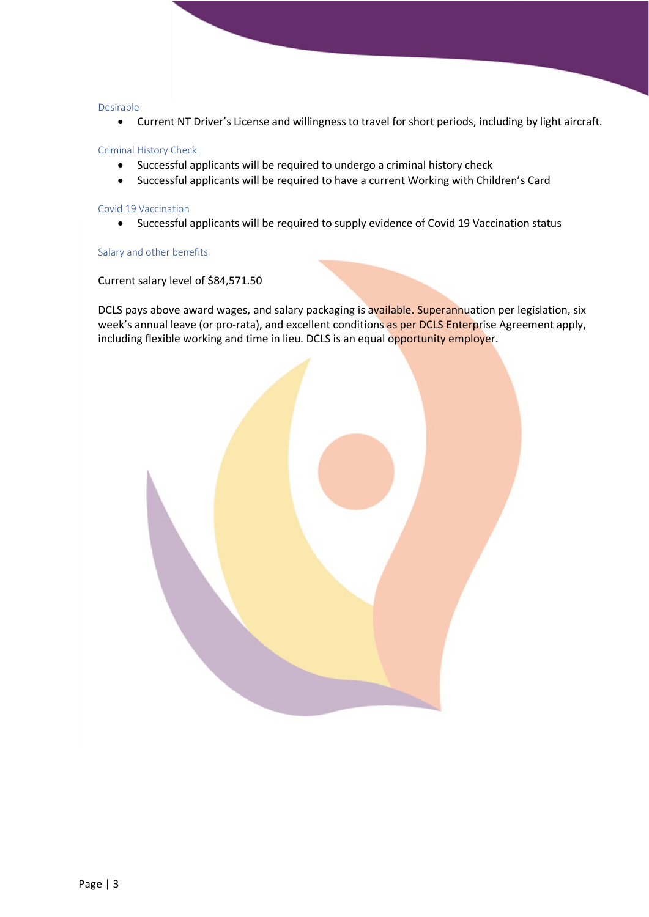### Desirable

- Current NT Driver's License and willingness to travel for short periods, including by light aircraft.

### Criminal History Check

- Successful applicants will be required to undergo a criminal history check
- Successful applicants will be required to have a current Working with Children's Card

### Covid 19 Vaccination

- Successful applicants will be required to supply evidence of Covid 19 Vaccination status

### Salary and other benefits

Current salary level of $84,571.50

DCLS pays above award wages, and salary packaging is available. Superannuation per legislation, six week's annual leave (or pro-rata), and excellent conditions as per DCLS Enterprise Agreement apply, including flexible working and time in lieu. DCLS is an equal opportunity employer.